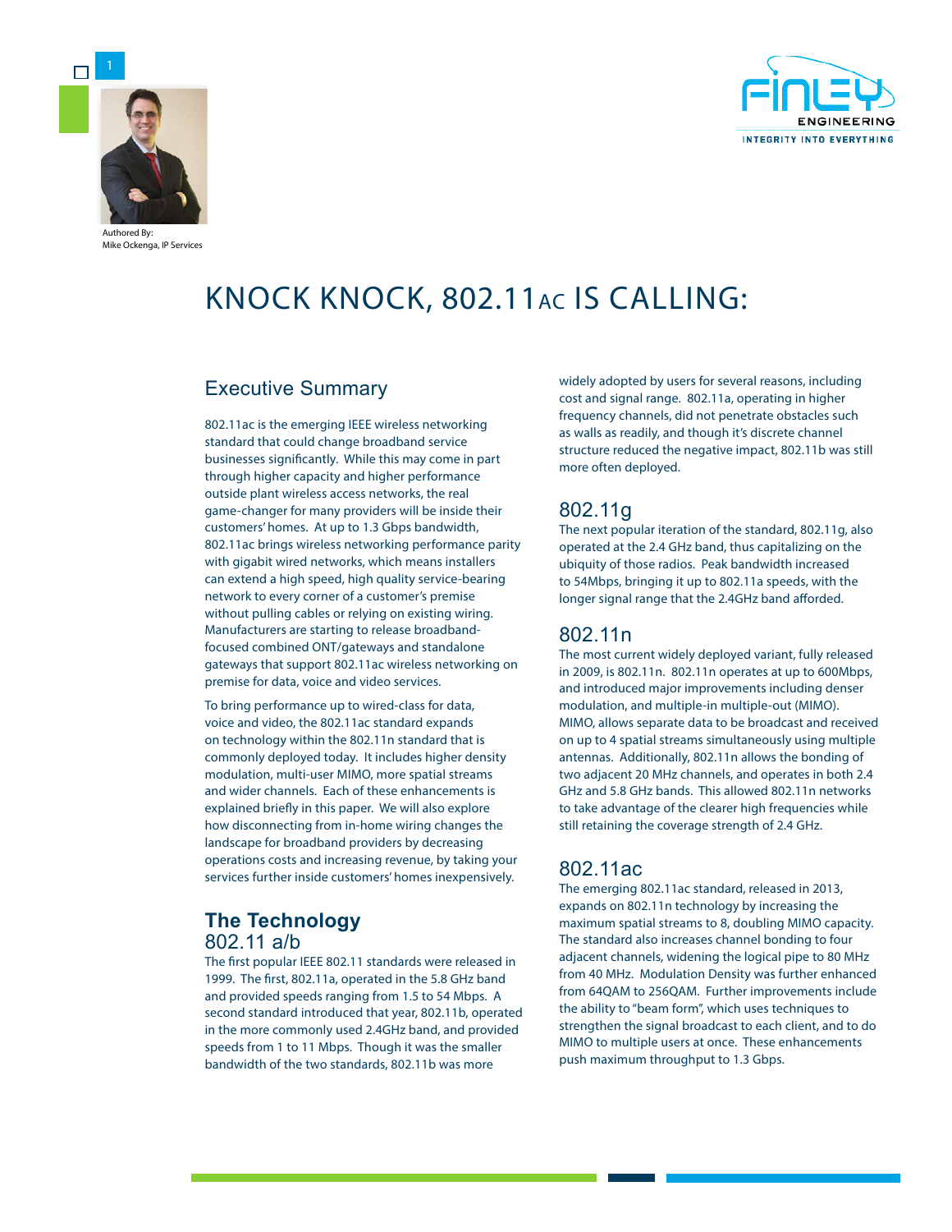Authored By:
Mike Ockenga, IP Services

# KNOCK KNOCK, 802.11AC IS CALLING:

## Executive Summary

802.11ac is the emerging IEEE wireless networking standard that could change broadband service businesses significantly. While this may come in part through higher capacity and higher performance outside plant wireless access networks, the real game-changer for many providers will be inside their customers' homes. At up to 1.3 Gbps bandwidth, 802.11ac brings wireless networking performance parity with gigabit wired networks, which means installers can extend a high speed, high quality service-bearing network to every corner of a customer's premise without pulling cables or relying on existing wiring. Manufacturers are starting to release broadband-focused combined ONT/gateways and standalone gateways that support 802.11ac wireless networking on premise for data, voice and video services.

To bring performance up to wired-class for data, voice and video, the 802.11ac standard expands on technology within the 802.11n standard that is commonly deployed today. It includes higher density modulation, multi-user MIMO, more spatial streams and wider channels. Each of these enhancements is explained briefly in this paper. We will also explore how disconnecting from in-home wiring changes the landscape for broadband providers by decreasing operations costs and increasing revenue, by taking your services further inside customers' homes inexpensively.

## The Technology

### 802.11 a/b

The first popular IEEE 802.11 standards were released in 1999. The first, 802.11a, operated in the 5.8 GHz band and provided speeds ranging from 1.5 to 54 Mbps. A second standard introduced that year, 802.11b, operated in the more commonly used 2.4GHz band, and provided speeds from 1 to 11 Mbps. Though it was the smaller bandwidth of the two standards, 802.11b was more widely adopted by users for several reasons, including cost and signal range. 802.11a, operating in higher frequency channels, did not penetrate obstacles such as walls as readily, and though it's discrete channel structure reduced the negative impact, 802.11b was still more often deployed.

### 802.11g

The next popular iteration of the standard, 802.11g, also operated at the 2.4 GHz band, thus capitalizing on the ubiquity of those radios. Peak bandwidth increased to 54Mbps, bringing it up to 802.11a speeds, with the longer signal range that the 2.4GHz band afforded.

### 802.11n

The most current widely deployed variant, fully released in 2009, is 802.11n. 802.11n operates at up to 600Mbps, and introduced major improvements including denser modulation, and multiple-in multiple-out (MIMO). MIMO, allows separate data to be broadcast and received on up to 4 spatial streams simultaneously using multiple antennas. Additionally, 802.11n allows the bonding of two adjacent 20 MHz channels, and operates in both 2.4 GHz and 5.8 GHz bands. This allowed 802.11n networks to take advantage of the clearer high frequencies while still retaining the coverage strength of 2.4 GHz.

### 802.11ac

The emerging 802.11ac standard, released in 2013, expands on 802.11n technology by increasing the maximum spatial streams to 8, doubling MIMO capacity. The standard also increases channel bonding to four adjacent channels, widening the logical pipe to 80 MHz from 40 MHz. Modulation Density was further enhanced from 64QAM to 256QAM. Further improvements include the ability to "beam form", which uses techniques to strengthen the signal broadcast to each client, and to do MIMO to multiple users at once. These enhancements push maximum throughput to 1.3 Gbps.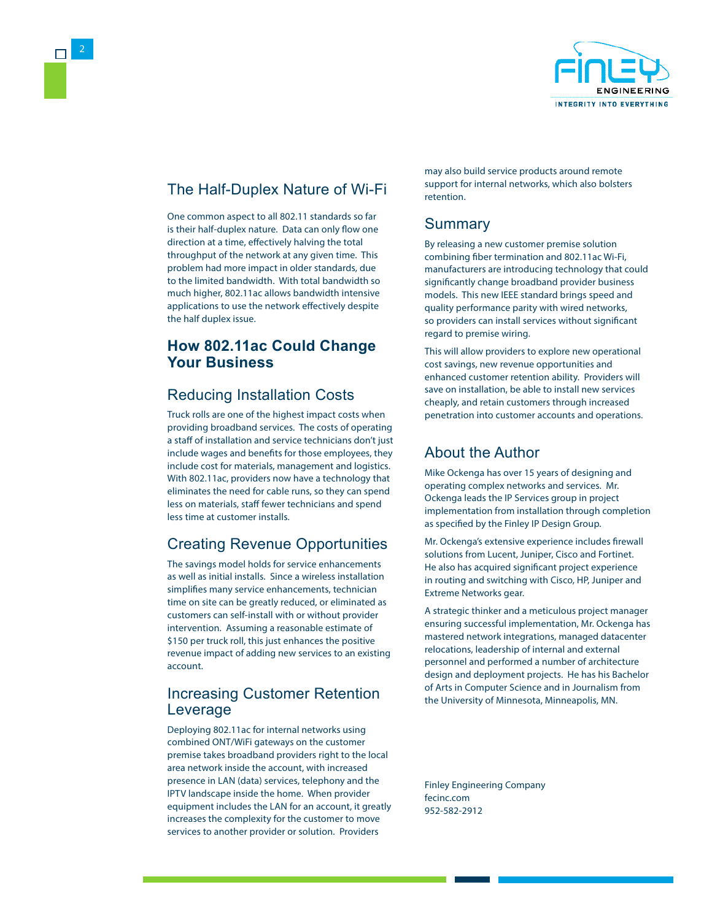## The Half-Duplex Nature of Wi-Fi

One common aspect to all 802.11 standards so far is their half-duplex nature. Data can only flow one direction at a time, effectively halving the total throughput of the network at any given time. This problem had more impact in older standards, due to the limited bandwidth. With total bandwidth so much higher, 802.11ac allows bandwidth intensive applications to use the network effectively despite the half duplex issue.

# How 802.11ac Could Change Your Business

## Reducing Installation Costs

Truck rolls are one of the highest impact costs when providing broadband services. The costs of operating a staff of installation and service technicians don't just include wages and benefits for those employees, they include cost for materials, management and logistics. With 802.11ac, providers now have a technology that eliminates the need for cable runs, so they can spend less on materials, staff fewer technicians and spend less time at customer installs.

## Creating Revenue Opportunities

The savings model holds for service enhancements as well as initial installs. Since a wireless installation simplifies many service enhancements, technician time on site can be greatly reduced, or eliminated as customers can self-install with or without provider intervention. Assuming a reasonable estimate of $150 per truck roll, this just enhances the positive revenue impact of adding new services to an existing account.

## Increasing Customer Retention Leverage

Deploying 802.11ac for internal networks using combined ONT/WiFi gateways on the customer premise takes broadband providers right to the local area network inside the account, with increased presence in LAN (data) services, telephony and the IPTV landscape inside the home. When provider equipment includes the LAN for an account, it greatly increases the complexity for the customer to move services to another provider or solution. Providers may also build service products around remote support for internal networks, which also bolsters retention.

## Summary

By releasing a new customer premise solution combining fiber termination and 802.11ac Wi-Fi, manufacturers are introducing technology that could significantly change broadband provider business models. This new IEEE standard brings speed and quality performance parity with wired networks, so providers can install services without significant regard to premise wiring.

This will allow providers to explore new operational cost savings, new revenue opportunities and enhanced customer retention ability. Providers will save on installation, be able to install new services cheaply, and retain customers through increased penetration into customer accounts and operations.

## About the Author

Mike Ockenga has over 15 years of designing and operating complex networks and services. Mr. Ockenga leads the IP Services group in project implementation from installation through completion as specified by the Finley IP Design Group.

Mr. Ockenga's extensive experience includes firewall solutions from Lucent, Juniper, Cisco and Fortinet. He also has acquired significant project experience in routing and switching with Cisco, HP, Juniper and Extreme Networks gear.

A strategic thinker and a meticulous project manager ensuring successful implementation, Mr. Ockenga has mastered network integrations, managed datacenter relocations, leadership of internal and external personnel and performed a number of architecture design and deployment projects. He has his Bachelor of Arts in Computer Science and in Journalism from the University of Minnesota, Minneapolis, MN.

Finley Engineering Company
fecinc.com
952-582-2912